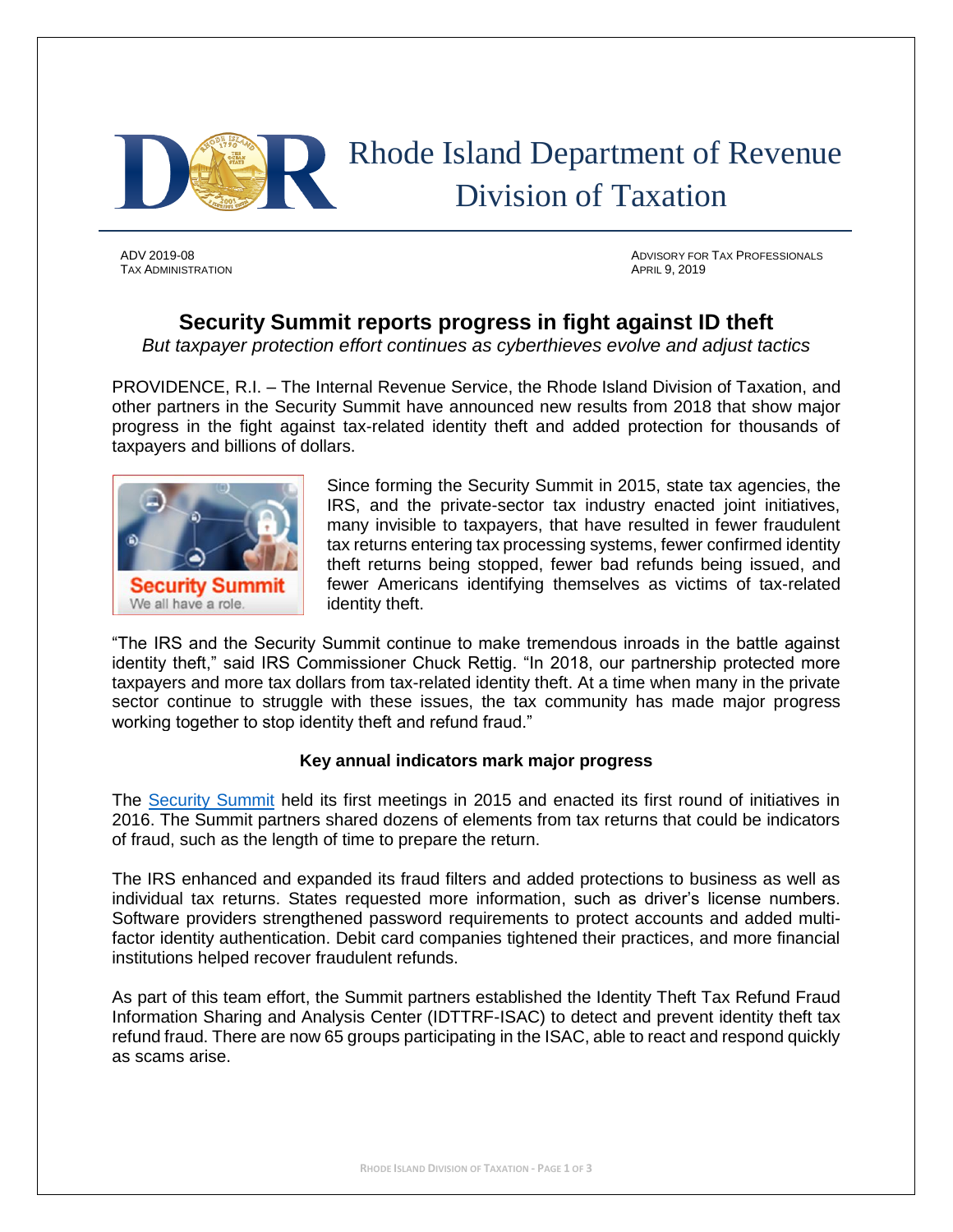# Rhode Island Department of Revenue Division of Taxation

ADV 2019-08
TAX ADMINISTRATION

ADVISORY FOR TAX PROFESSIONALS
APRIL 9, 2019

## Security Summit reports progress in fight against ID theft

*But taxpayer protection effort continues as cyberthieves evolve and adjust tactics*

PROVIDENCE, R.I. – The Internal Revenue Service, the Rhode Island Division of Taxation, and other partners in the Security Summit have announced new results from 2018 that show major progress in the fight against tax-related identity theft and added protection for thousands of taxpayers and billions of dollars.

Since forming the Security Summit in 2015, state tax agencies, the IRS, and the private-sector tax industry enacted joint initiatives, many invisible to taxpayers, that have resulted in fewer fraudulent tax returns entering tax processing systems, fewer confirmed identity theft returns being stopped, fewer bad refunds being issued, and fewer Americans identifying themselves as victims of tax-related identity theft.

"The IRS and the Security Summit continue to make tremendous inroads in the battle against identity theft," said IRS Commissioner Chuck Rettig. "In 2018, our partnership protected more taxpayers and more tax dollars from tax-related identity theft. At a time when many in the private sector continue to struggle with these issues, the tax community has made major progress working together to stop identity theft and refund fraud."

### Key annual indicators mark major progress

The Security Summit held its first meetings in 2015 and enacted its first round of initiatives in 2016. The Summit partners shared dozens of elements from tax returns that could be indicators of fraud, such as the length of time to prepare the return.

The IRS enhanced and expanded its fraud filters and added protections to business as well as individual tax returns. States requested more information, such as driver's license numbers. Software providers strengthened password requirements to protect accounts and added multi-factor identity authentication. Debit card companies tightened their practices, and more financial institutions helped recover fraudulent refunds.

As part of this team effort, the Summit partners established the Identity Theft Tax Refund Fraud Information Sharing and Analysis Center (IDTTRF-ISAC) to detect and prevent identity theft tax refund fraud. There are now 65 groups participating in the ISAC, able to react and respond quickly as scams arise.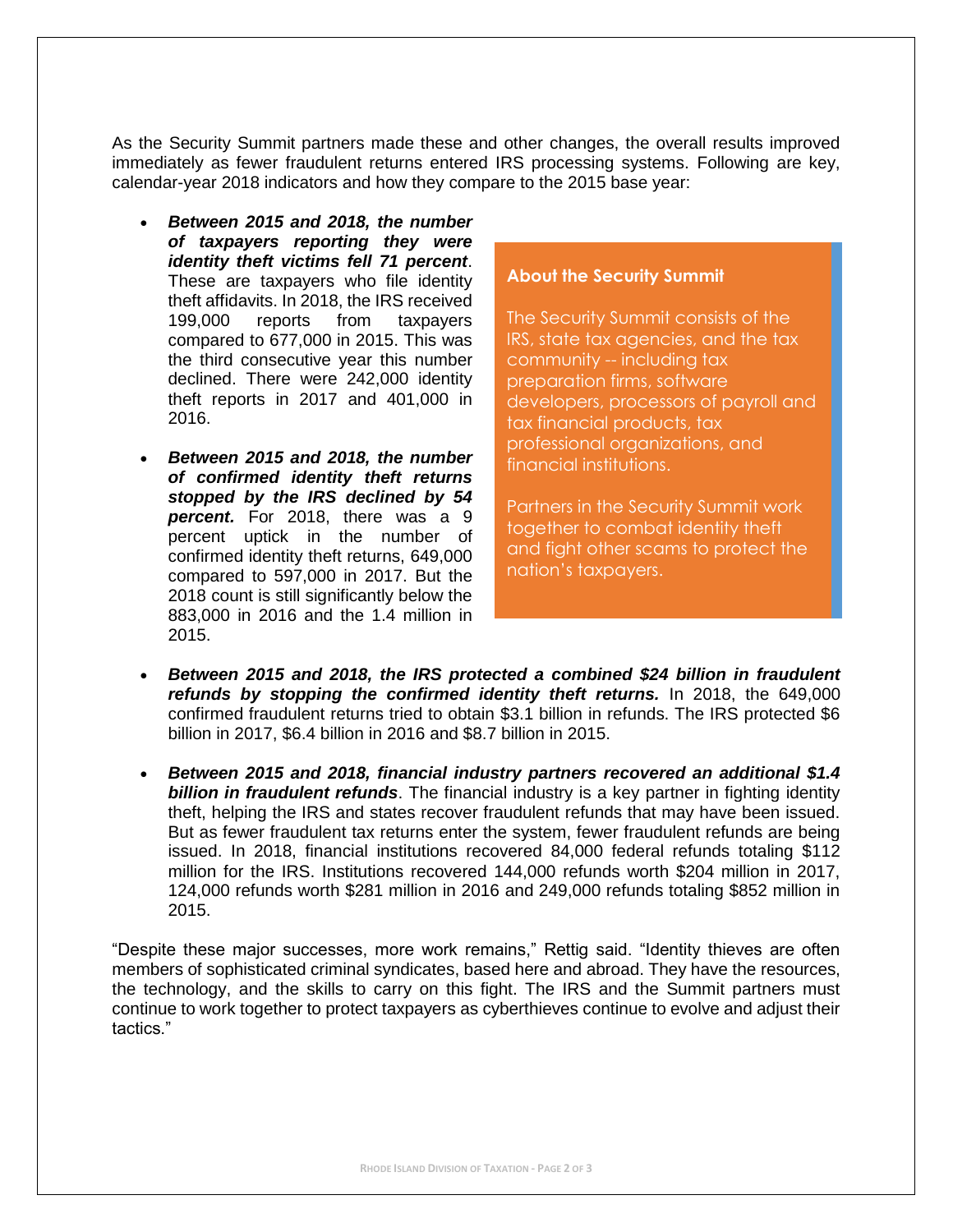As the Security Summit partners made these and other changes, the overall results improved immediately as fewer fraudulent returns entered IRS processing systems. Following are key, calendar-year 2018 indicators and how they compare to the 2015 base year:

- ***Between 2015 and 2018, the number of taxpayers reporting they were identity theft victims fell 71 percent***. These are taxpayers who file identity theft affidavits. In 2018, the IRS received 199,000 reports from taxpayers compared to 677,000 in 2015. This was the third consecutive year this number declined. There were 242,000 identity theft reports in 2017 and 401,000 in 2016.

- ***Between 2015 and 2018, the number of confirmed identity theft returns stopped by the IRS declined by 54 percent.*** For 2018, there was a 9 percent uptick in the number of confirmed identity theft returns, 649,000 compared to 597,000 in 2017. But the 2018 count is still significantly below the 883,000 in 2016 and the 1.4 million in 2015.

- ***Between 2015 and 2018, the IRS protected a combined $24 billion in fraudulent refunds by stopping the confirmed identity theft returns.*** In 2018, the 649,000 confirmed fraudulent returns tried to obtain $3.1 billion in refunds. The IRS protected $6 billion in 2017, $6.4 billion in 2016 and $8.7 billion in 2015.

- ***Between 2015 and 2018, financial industry partners recovered an additional $1.4 billion in fraudulent refunds***. The financial industry is a key partner in fighting identity theft, helping the IRS and states recover fraudulent refunds that may have been issued. But as fewer fraudulent tax returns enter the system, fewer fraudulent refunds are being issued. In 2018, financial institutions recovered 84,000 federal refunds totaling $112 million for the IRS. Institutions recovered 144,000 refunds worth $204 million in 2017, 124,000 refunds worth $281 million in 2016 and 249,000 refunds totaling $852 million in 2015.

**About the Security Summit**

The Security Summit consists of the IRS, state tax agencies, and the tax community -- including tax preparation firms, software developers, processors of payroll and tax financial products, tax professional organizations, and financial institutions.

Partners in the Security Summit work together to combat identity theft and fight other scams to protect the nation's taxpayers.

"Despite these major successes, more work remains," Rettig said. "Identity thieves are often members of sophisticated criminal syndicates, based here and abroad. They have the resources, the technology, and the skills to carry on this fight. The IRS and the Summit partners must continue to work together to protect taxpayers as cyberthieves continue to evolve and adjust their tactics."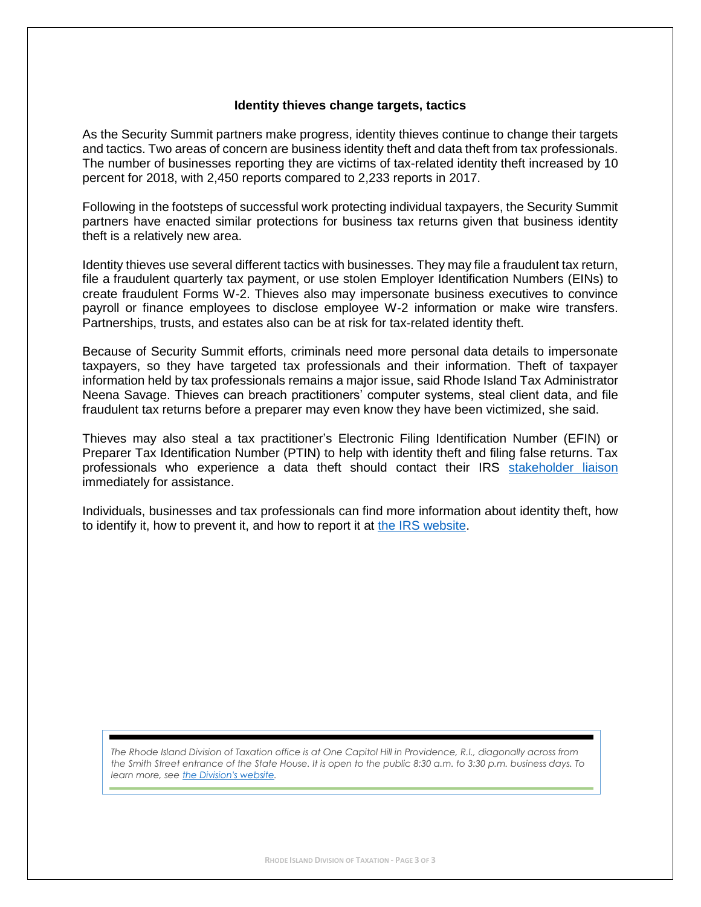### Identity thieves change targets, tactics

As the Security Summit partners make progress, identity thieves continue to change their targets and tactics. Two areas of concern are business identity theft and data theft from tax professionals. The number of businesses reporting they are victims of tax-related identity theft increased by 10 percent for 2018, with 2,450 reports compared to 2,233 reports in 2017.

Following in the footsteps of successful work protecting individual taxpayers, the Security Summit partners have enacted similar protections for business tax returns given that business identity theft is a relatively new area.

Identity thieves use several different tactics with businesses. They may file a fraudulent tax return, file a fraudulent quarterly tax payment, or use stolen Employer Identification Numbers (EINs) to create fraudulent Forms W-2. Thieves also may impersonate business executives to convince payroll or finance employees to disclose employee W-2 information or make wire transfers. Partnerships, trusts, and estates also can be at risk for tax-related identity theft.

Because of Security Summit efforts, criminals need more personal data details to impersonate taxpayers, so they have targeted tax professionals and their information. Theft of taxpayer information held by tax professionals remains a major issue, said Rhode Island Tax Administrator Neena Savage. Thieves can breach practitioners' computer systems, steal client data, and file fraudulent tax returns before a preparer may even know they have been victimized, she said.

Thieves may also steal a tax practitioner's Electronic Filing Identification Number (EFIN) or Preparer Tax Identification Number (PTIN) to help with identity theft and filing false returns. Tax professionals who experience a data theft should contact their IRS stakeholder liaison immediately for assistance.

Individuals, businesses and tax professionals can find more information about identity theft, how to identify it, how to prevent it, and how to report it at the IRS website.

*The Rhode Island Division of Taxation office is at One Capitol Hill in Providence, R.I., diagonally across from the Smith Street entrance of the State House. It is open to the public 8:30 a.m. to 3:30 p.m. business days. To learn more, see the Division's website.*